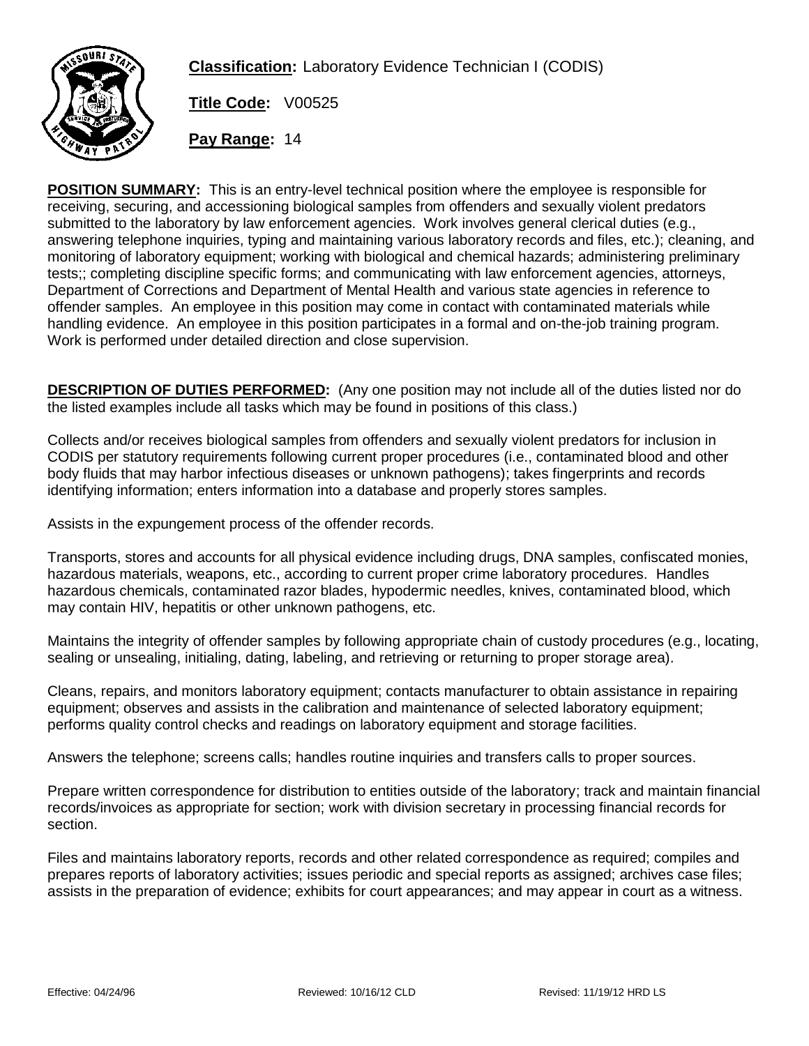**Classification:** Laboratory Evidence Technician I (CODIS)

**Title Code:** V00525

**Pay Range:** 14

**POSITION SUMMARY:** This is an entry-level technical position where the employee is responsible for receiving, securing, and accessioning biological samples from offenders and sexually violent predators submitted to the laboratory by law enforcement agencies. Work involves general clerical duties (e.g., answering telephone inquiries, typing and maintaining various laboratory records and files, etc.); cleaning, and monitoring of laboratory equipment; working with biological and chemical hazards; administering preliminary tests;; completing discipline specific forms; and communicating with law enforcement agencies, attorneys, Department of Corrections and Department of Mental Health and various state agencies in reference to offender samples. An employee in this position may come in contact with contaminated materials while handling evidence. An employee in this position participates in a formal and on-the-job training program. Work is performed under detailed direction and close supervision.

**DESCRIPTION OF DUTIES PERFORMED:** (Any one position may not include all of the duties listed nor do the listed examples include all tasks which may be found in positions of this class.)

Collects and/or receives biological samples from offenders and sexually violent predators for inclusion in CODIS per statutory requirements following current proper procedures (i.e., contaminated blood and other body fluids that may harbor infectious diseases or unknown pathogens); takes fingerprints and records identifying information; enters information into a database and properly stores samples.

Assists in the expungement process of the offender records.

Transports, stores and accounts for all physical evidence including drugs, DNA samples, confiscated monies, hazardous materials, weapons, etc., according to current proper crime laboratory procedures. Handles hazardous chemicals, contaminated razor blades, hypodermic needles, knives, contaminated blood, which may contain HIV, hepatitis or other unknown pathogens, etc.

Maintains the integrity of offender samples by following appropriate chain of custody procedures (e.g., locating, sealing or unsealing, initialing, dating, labeling, and retrieving or returning to proper storage area).

Cleans, repairs, and monitors laboratory equipment; contacts manufacturer to obtain assistance in repairing equipment; observes and assists in the calibration and maintenance of selected laboratory equipment; performs quality control checks and readings on laboratory equipment and storage facilities.

Answers the telephone; screens calls; handles routine inquiries and transfers calls to proper sources.

Prepare written correspondence for distribution to entities outside of the laboratory; track and maintain financial records/invoices as appropriate for section; work with division secretary in processing financial records for section.

Files and maintains laboratory reports, records and other related correspondence as required; compiles and prepares reports of laboratory activities; issues periodic and special reports as assigned; archives case files; assists in the preparation of evidence; exhibits for court appearances; and may appear in court as a witness.

Effective: 04/24/96 Reviewed: 10/16/12 CLD Revised: 11/19/12 HRD LS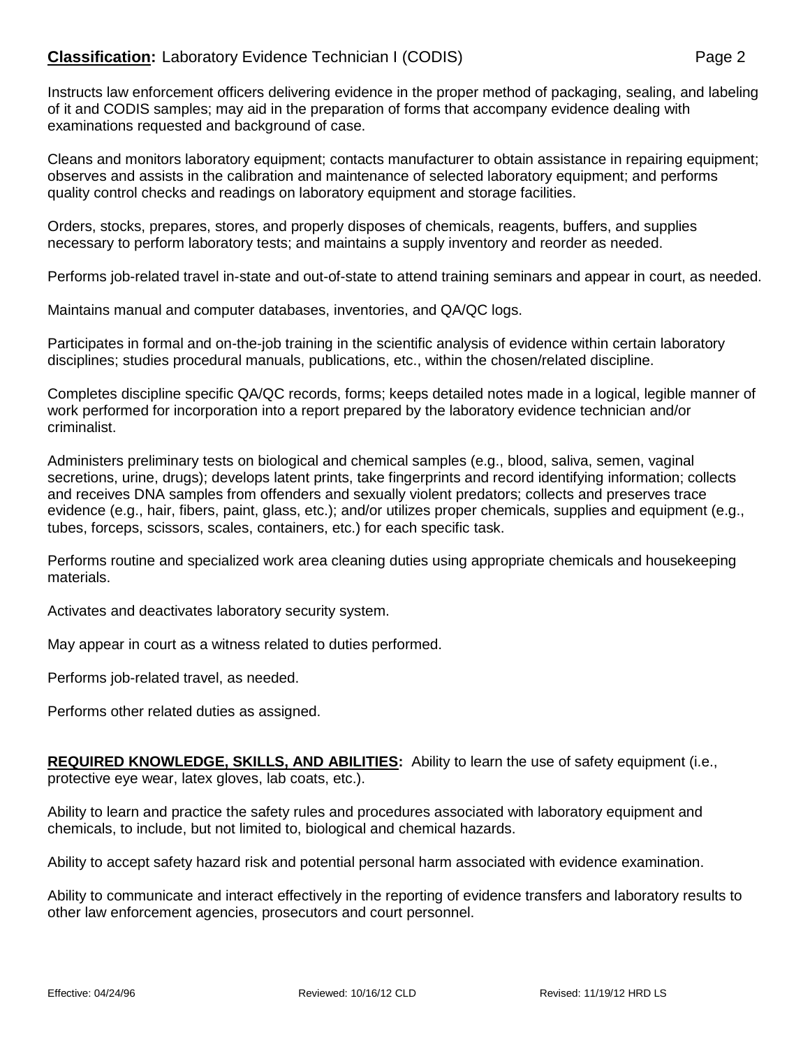Instructs law enforcement officers delivering evidence in the proper method of packaging, sealing, and labeling of it and CODIS samples; may aid in the preparation of forms that accompany evidence dealing with examinations requested and background of case.

Cleans and monitors laboratory equipment; contacts manufacturer to obtain assistance in repairing equipment; observes and assists in the calibration and maintenance of selected laboratory equipment; and performs quality control checks and readings on laboratory equipment and storage facilities.

Orders, stocks, prepares, stores, and properly disposes of chemicals, reagents, buffers, and supplies necessary to perform laboratory tests; and maintains a supply inventory and reorder as needed.

Performs job-related travel in-state and out-of-state to attend training seminars and appear in court, as needed.

Maintains manual and computer databases, inventories, and QA/QC logs.

Participates in formal and on-the-job training in the scientific analysis of evidence within certain laboratory disciplines; studies procedural manuals, publications, etc., within the chosen/related discipline.

Completes discipline specific QA/QC records, forms; keeps detailed notes made in a logical, legible manner of work performed for incorporation into a report prepared by the laboratory evidence technician and/or criminalist.

Administers preliminary tests on biological and chemical samples (e.g., blood, saliva, semen, vaginal secretions, urine, drugs); develops latent prints, take fingerprints and record identifying information; collects and receives DNA samples from offenders and sexually violent predators; collects and preserves trace evidence (e.g., hair, fibers, paint, glass, etc.); and/or utilizes proper chemicals, supplies and equipment (e.g., tubes, forceps, scissors, scales, containers, etc.) for each specific task.

Performs routine and specialized work area cleaning duties using appropriate chemicals and housekeeping materials.

Activates and deactivates laboratory security system.

May appear in court as a witness related to duties performed.

Performs job-related travel, as needed.

Performs other related duties as assigned.

**REQUIRED KNOWLEDGE, SKILLS, AND ABILITIES:** Ability to learn the use of safety equipment (i.e., protective eye wear, latex gloves, lab coats, etc.).

Ability to learn and practice the safety rules and procedures associated with laboratory equipment and chemicals, to include, but not limited to, biological and chemical hazards.

Ability to accept safety hazard risk and potential personal harm associated with evidence examination.

Ability to communicate and interact effectively in the reporting of evidence transfers and laboratory results to other law enforcement agencies, prosecutors and court personnel.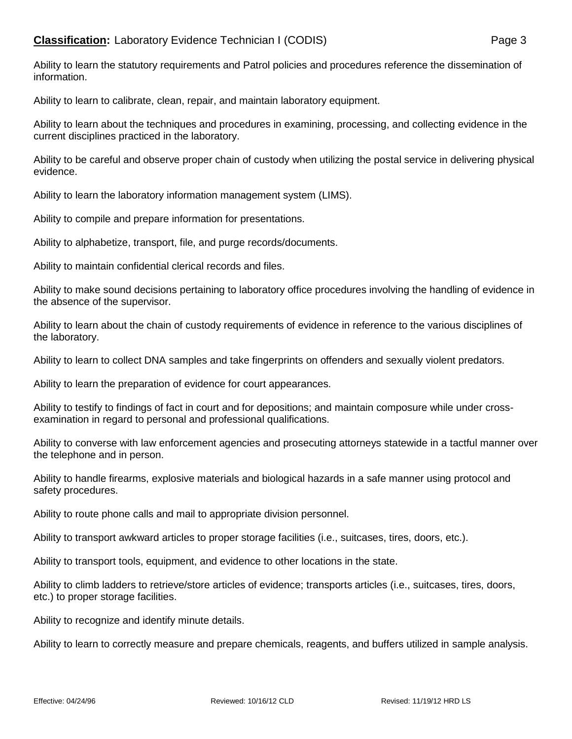Ability to learn the statutory requirements and Patrol policies and procedures reference the dissemination of information.

Ability to learn to calibrate, clean, repair, and maintain laboratory equipment.

Ability to learn about the techniques and procedures in examining, processing, and collecting evidence in the current disciplines practiced in the laboratory.

Ability to be careful and observe proper chain of custody when utilizing the postal service in delivering physical evidence.

Ability to learn the laboratory information management system (LIMS).

Ability to compile and prepare information for presentations.

Ability to alphabetize, transport, file, and purge records/documents.

Ability to maintain confidential clerical records and files.

Ability to make sound decisions pertaining to laboratory office procedures involving the handling of evidence in the absence of the supervisor.

Ability to learn about the chain of custody requirements of evidence in reference to the various disciplines of the laboratory.

Ability to learn to collect DNA samples and take fingerprints on offenders and sexually violent predators.

Ability to learn the preparation of evidence for court appearances.

Ability to testify to findings of fact in court and for depositions; and maintain composure while under cross-examination in regard to personal and professional qualifications.

Ability to converse with law enforcement agencies and prosecuting attorneys statewide in a tactful manner over the telephone and in person.

Ability to handle firearms, explosive materials and biological hazards in a safe manner using protocol and safety procedures.

Ability to route phone calls and mail to appropriate division personnel.

Ability to transport awkward articles to proper storage facilities (i.e., suitcases, tires, doors, etc.).

Ability to transport tools, equipment, and evidence to other locations in the state.

Ability to climb ladders to retrieve/store articles of evidence; transports articles (i.e., suitcases, tires, doors, etc.) to proper storage facilities.

Ability to recognize and identify minute details.

Ability to learn to correctly measure and prepare chemicals, reagents, and buffers utilized in sample analysis.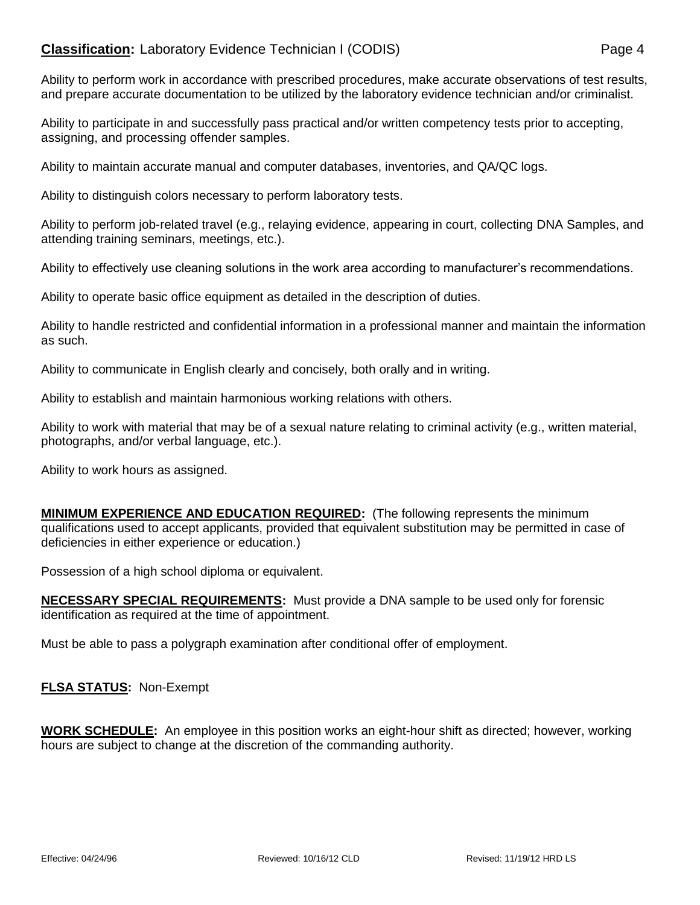Ability to perform work in accordance with prescribed procedures, make accurate observations of test results, and prepare accurate documentation to be utilized by the laboratory evidence technician and/or criminalist.

Ability to participate in and successfully pass practical and/or written competency tests prior to accepting, assigning, and processing offender samples.

Ability to maintain accurate manual and computer databases, inventories, and QA/QC logs.

Ability to distinguish colors necessary to perform laboratory tests.

Ability to perform job-related travel (e.g., relaying evidence, appearing in court, collecting DNA Samples, and attending training seminars, meetings, etc.).

Ability to effectively use cleaning solutions in the work area according to manufacturer's recommendations.

Ability to operate basic office equipment as detailed in the description of duties.

Ability to handle restricted and confidential information in a professional manner and maintain the information as such.

Ability to communicate in English clearly and concisely, both orally and in writing.

Ability to establish and maintain harmonious working relations with others.

Ability to work with material that may be of a sexual nature relating to criminal activity (e.g., written material, photographs, and/or verbal language, etc.).

Ability to work hours as assigned.

**MINIMUM EXPERIENCE AND EDUCATION REQUIRED:** (The following represents the minimum qualifications used to accept applicants, provided that equivalent substitution may be permitted in case of deficiencies in either experience or education.)

Possession of a high school diploma or equivalent.

**NECESSARY SPECIAL REQUIREMENTS:** Must provide a DNA sample to be used only for forensic identification as required at the time of appointment.

Must be able to pass a polygraph examination after conditional offer of employment.

**FLSA STATUS:** Non-Exempt

**WORK SCHEDULE:** An employee in this position works an eight-hour shift as directed; however, working hours are subject to change at the discretion of the commanding authority.

Effective: 04/24/96 Reviewed: 10/16/12 CLD Revised: 11/19/12 HRD LS